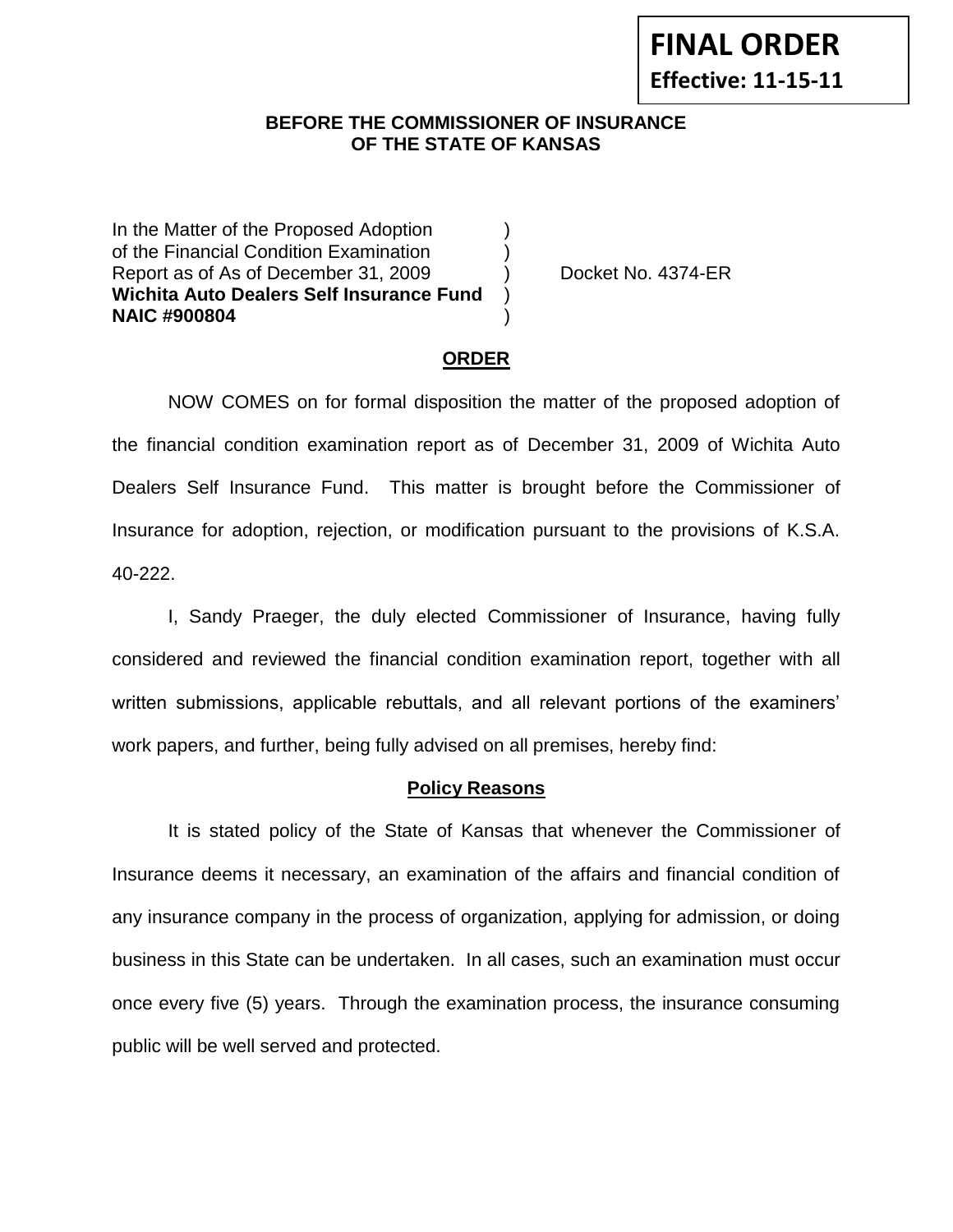**FINAL ORDER**
**Effective: 11-15-11**

**BEFORE THE COMMISSIONER OF INSURANCE**
**OF THE STATE OF KANSAS**

In the Matter of the Proposed Adoption )
of the Financial Condition Examination )
Report as of As of December 31, 2009 ) Docket No. 4374-ER
**Wichita Auto Dealers Self Insurance Fund** )
**NAIC #900804** )

**ORDER**

NOW COMES on for formal disposition the matter of the proposed adoption of the financial condition examination report as of December 31, 2009 of Wichita Auto Dealers Self Insurance Fund. This matter is brought before the Commissioner of Insurance for adoption, rejection, or modification pursuant to the provisions of K.S.A. 40-222.

I, Sandy Praeger, the duly elected Commissioner of Insurance, having fully considered and reviewed the financial condition examination report, together with all written submissions, applicable rebuttals, and all relevant portions of the examiners' work papers, and further, being fully advised on all premises, hereby find:

**Policy Reasons**

It is stated policy of the State of Kansas that whenever the Commissioner of Insurance deems it necessary, an examination of the affairs and financial condition of any insurance company in the process of organization, applying for admission, or doing business in this State can be undertaken. In all cases, such an examination must occur once every five (5) years. Through the examination process, the insurance consuming public will be well served and protected.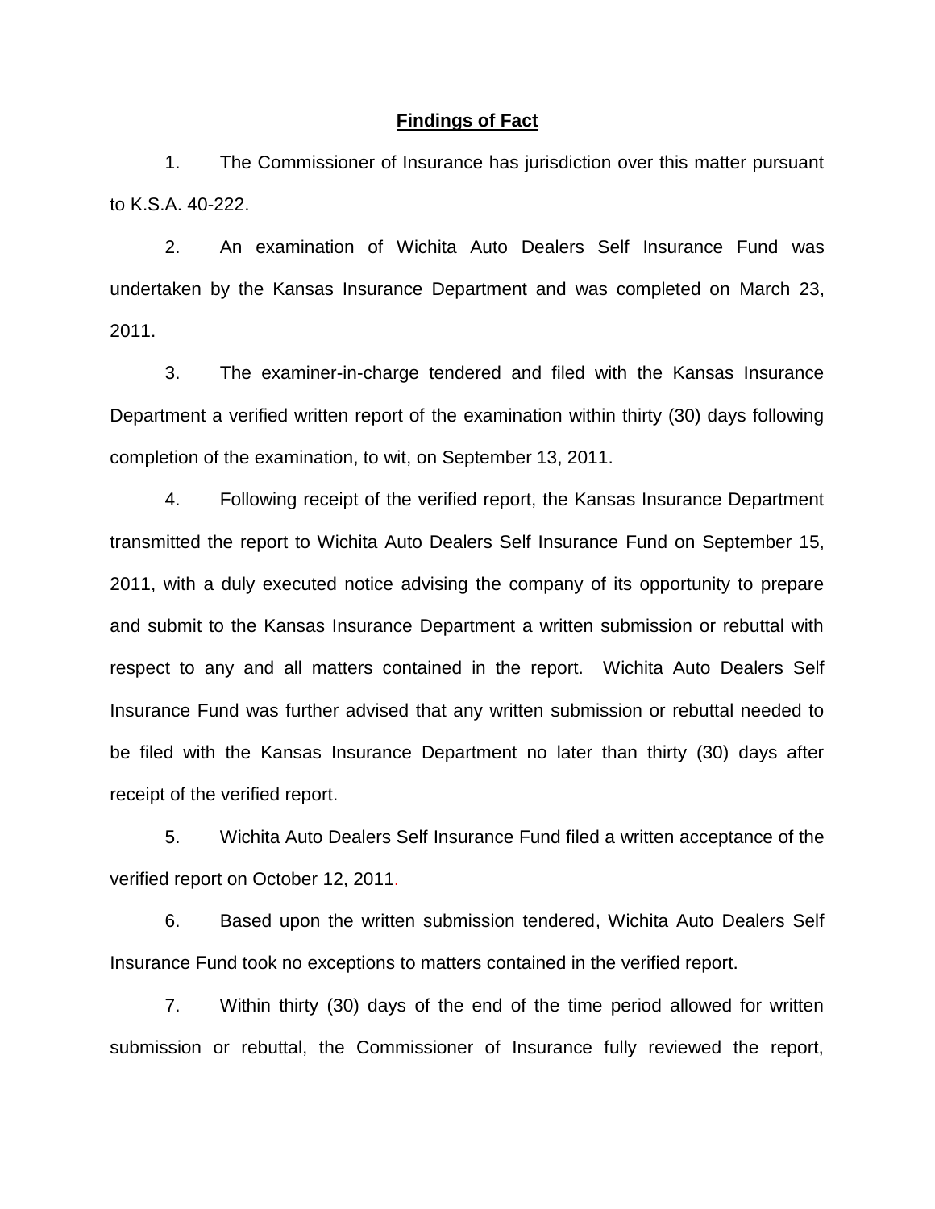## **Findings of Fact**

1. The Commissioner of Insurance has jurisdiction over this matter pursuant to K.S.A. 40-222.

2. An examination of Wichita Auto Dealers Self Insurance Fund was undertaken by the Kansas Insurance Department and was completed on March 23, 2011.

3. The examiner-in-charge tendered and filed with the Kansas Insurance Department a verified written report of the examination within thirty (30) days following completion of the examination, to wit, on September 13, 2011.

4. Following receipt of the verified report, the Kansas Insurance Department transmitted the report to Wichita Auto Dealers Self Insurance Fund on September 15, 2011, with a duly executed notice advising the company of its opportunity to prepare and submit to the Kansas Insurance Department a written submission or rebuttal with respect to any and all matters contained in the report. Wichita Auto Dealers Self Insurance Fund was further advised that any written submission or rebuttal needed to be filed with the Kansas Insurance Department no later than thirty (30) days after receipt of the verified report.

5. Wichita Auto Dealers Self Insurance Fund filed a written acceptance of the verified report on October 12, 2011.

6. Based upon the written submission tendered, Wichita Auto Dealers Self Insurance Fund took no exceptions to matters contained in the verified report.

7. Within thirty (30) days of the end of the time period allowed for written submission or rebuttal, the Commissioner of Insurance fully reviewed the report,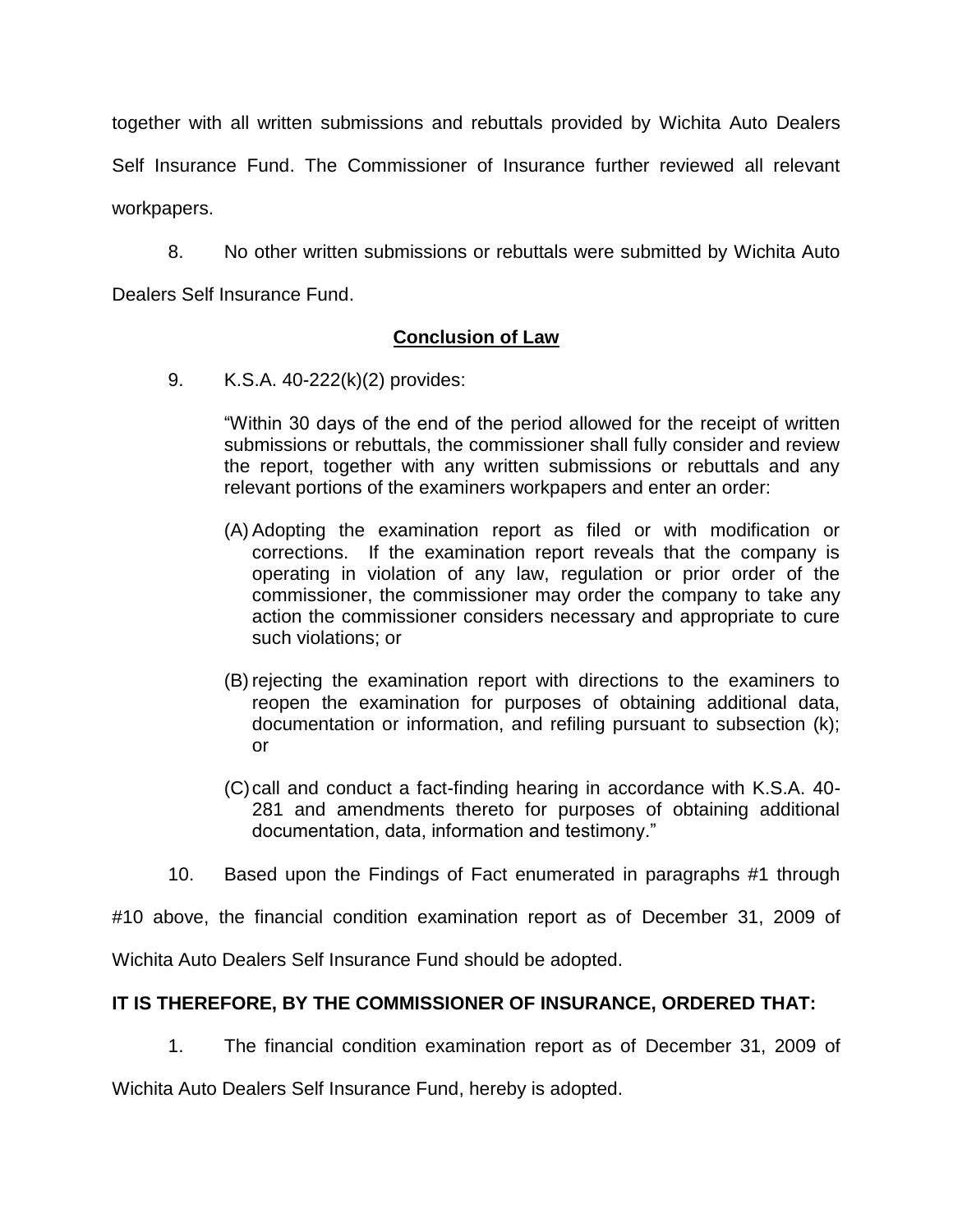together with all written submissions and rebuttals provided by Wichita Auto Dealers Self Insurance Fund. The Commissioner of Insurance further reviewed all relevant workpapers.

8. No other written submissions or rebuttals were submitted by Wichita Auto Dealers Self Insurance Fund.

## Conclusion of Law

9. K.S.A. 40-222(k)(2) provides:

> "Within 30 days of the end of the period allowed for the receipt of written submissions or rebuttals, the commissioner shall fully consider and review the report, together with any written submissions or rebuttals and any relevant portions of the examiners workpapers and enter an order:
>
> (A) Adopting the examination report as filed or with modification or corrections. If the examination report reveals that the company is operating in violation of any law, regulation or prior order of the commissioner, the commissioner may order the company to take any action the commissioner considers necessary and appropriate to cure such violations; or
>
> (B) rejecting the examination report with directions to the examiners to reopen the examination for purposes of obtaining additional data, documentation or information, and refiling pursuant to subsection (k); or
>
> (C) call and conduct a fact-finding hearing in accordance with K.S.A. 40-281 and amendments thereto for purposes of obtaining additional documentation, data, information and testimony."

10. Based upon the Findings of Fact enumerated in paragraphs #1 through #10 above, the financial condition examination report as of December 31, 2009 of Wichita Auto Dealers Self Insurance Fund should be adopted.

**IT IS THEREFORE, BY THE COMMISSIONER OF INSURANCE, ORDERED THAT:**

1. The financial condition examination report as of December 31, 2009 of Wichita Auto Dealers Self Insurance Fund, hereby is adopted.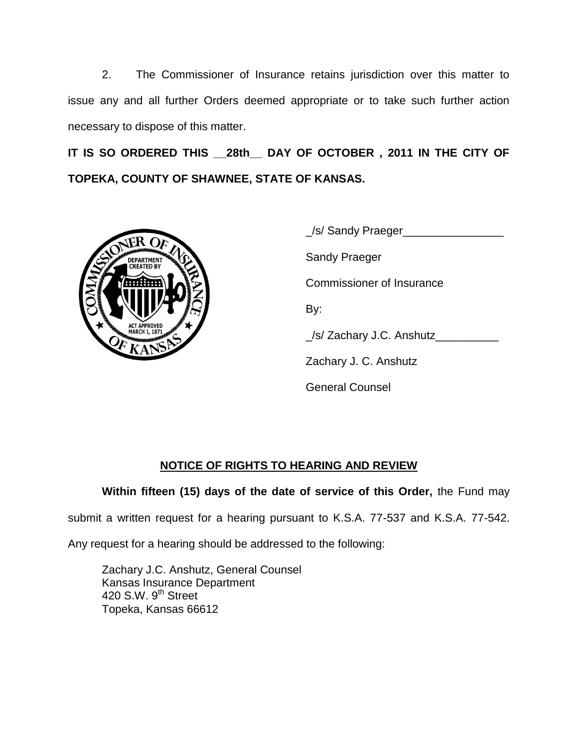2. The Commissioner of Insurance retains jurisdiction over this matter to issue any and all further Orders deemed appropriate or to take such further action necessary to dispose of this matter.

**IT IS SO ORDERED THIS __28th__ DAY OF OCTOBER , 2011 IN THE CITY OF TOPEKA, COUNTY OF SHAWNEE, STATE OF KANSAS.**

_/s/ Sandy Praeger________________

Sandy Praeger

Commissioner of Insurance

By:

_/s/ Zachary J.C. Anshutz__________

Zachary J. C. Anshutz

General Counsel

## NOTICE OF RIGHTS TO HEARING AND REVIEW

**Within fifteen (15) days of the date of service of this Order,** the Fund may submit a written request for a hearing pursuant to K.S.A. 77-537 and K.S.A. 77-542. Any request for a hearing should be addressed to the following:

Zachary J.C. Anshutz, General Counsel
Kansas Insurance Department
420 S.W. 9th Street
Topeka, Kansas 66612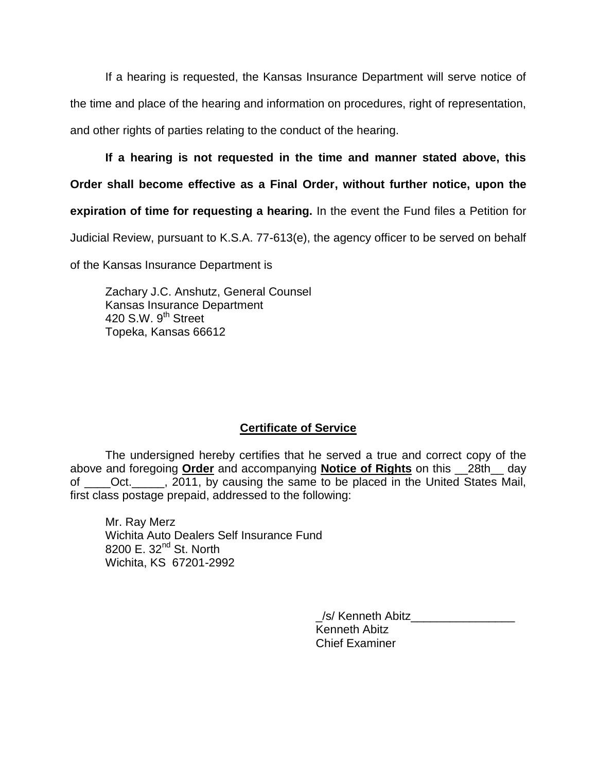If a hearing is requested, the Kansas Insurance Department will serve notice of the time and place of the hearing and information on procedures, right of representation, and other rights of parties relating to the conduct of the hearing.

**If a hearing is not requested in the time and manner stated above, this Order shall become effective as a Final Order, without further notice, upon the expiration of time for requesting a hearing.** In the event the Fund files a Petition for Judicial Review, pursuant to K.S.A. 77-613(e), the agency officer to be served on behalf of the Kansas Insurance Department is

Zachary J.C. Anshutz, General Counsel
Kansas Insurance Department
420 S.W. 9th Street
Topeka, Kansas 66612

## Certificate of Service

The undersigned hereby certifies that he served a true and correct copy of the above and foregoing **Order** and accompanying **Notice of Rights** on this __28th__ day of ____Oct._____, 2011, by causing the same to be placed in the United States Mail, first class postage prepaid, addressed to the following:

Mr. Ray Merz
Wichita Auto Dealers Self Insurance Fund
8200 E. 32nd St. North
Wichita, KS 67201-2992

_/s/ Kenneth Abitz________________
Kenneth Abitz
Chief Examiner